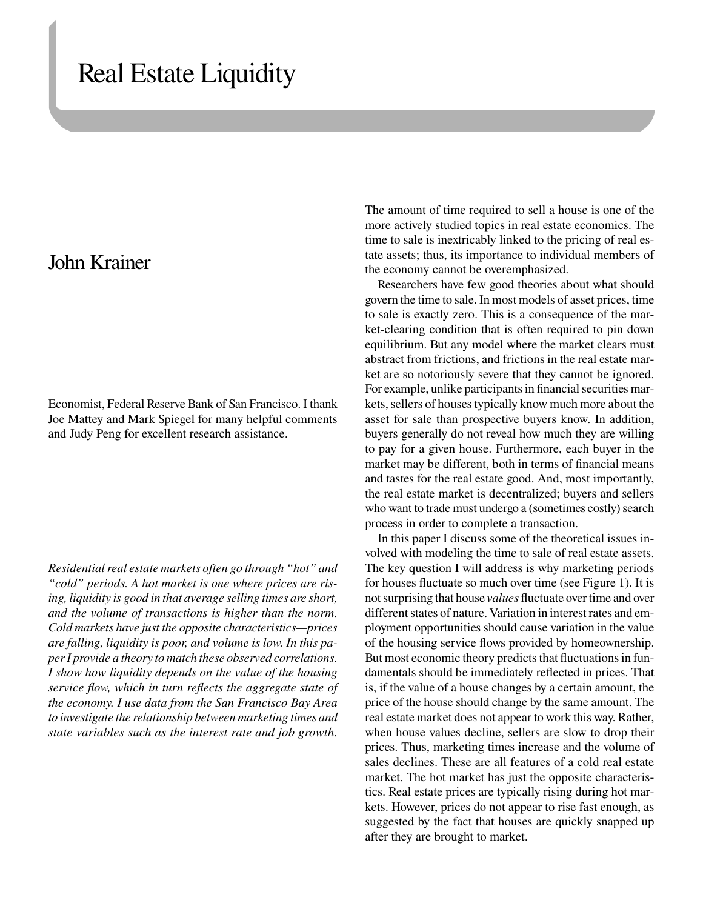# Real Estate Liquidity

## John Krainer

Economist, Federal Reserve Bank of San Francisco. I thank Joe Mattey and Mark Spiegel for many helpful comments and Judy Peng for excellent research assistance.

*Residential real estate markets often go through "hot" and "cold" periods. A hot market is one where prices are rising, liquidity is good in that average selling times are short, and the volume of transactions is higher than the norm. Cold markets have just the opposite characteristics—prices are falling, liquidity is poor, and volume is low. In this paper I provide a theory to match these observed correlations. I show how liquidity depends on the value of the housing service flow, which in turn reflects the aggregate state of the economy. I use data from the San Francisco Bay Area to investigate the relationship between marketing times and state variables such as the interest rate and job growth.*

The amount of time required to sell a house is one of the more actively studied topics in real estate economics. The time to sale is inextricably linked to the pricing of real estate assets; thus, its importance to individual members of the economy cannot be overemphasized.

Researchers have few good theories about what should govern the time to sale. In most models of asset prices, time to sale is exactly zero. This is a consequence of the market-clearing condition that is often required to pin down equilibrium. But any model where the market clears must abstract from frictions, and frictions in the real estate market are so notoriously severe that they cannot be ignored. For example, unlike participants in financial securities markets, sellers of houses typically know much more about the asset for sale than prospective buyers know. In addition, buyers generally do not reveal how much they are willing to pay for a given house. Furthermore, each buyer in the market may be different, both in terms of financial means and tastes for the real estate good. And, most importantly, the real estate market is decentralized; buyers and sellers who want to trade must undergo a (sometimes costly) search process in order to complete a transaction.

In this paper I discuss some of the theoretical issues involved with modeling the time to sale of real estate assets. The key question I will address is why marketing periods for houses fluctuate so much over time (see Figure 1). It is not surprising that house *values* fluctuate over time and over different states of nature. Variation in interest rates and employment opportunities should cause variation in the value of the housing service flows provided by homeownership. But most economic theory predicts that fluctuations in fundamentals should be immediately reflected in prices. That is, if the value of a house changes by a certain amount, the price of the house should change by the same amount. The real estate market does not appear to work this way. Rather, when house values decline, sellers are slow to drop their prices. Thus, marketing times increase and the volume of sales declines. These are all features of a cold real estate market. The hot market has just the opposite characteristics. Real estate prices are typically rising during hot markets. However, prices do not appear to rise fast enough, as suggested by the fact that houses are quickly snapped up after they are brought to market.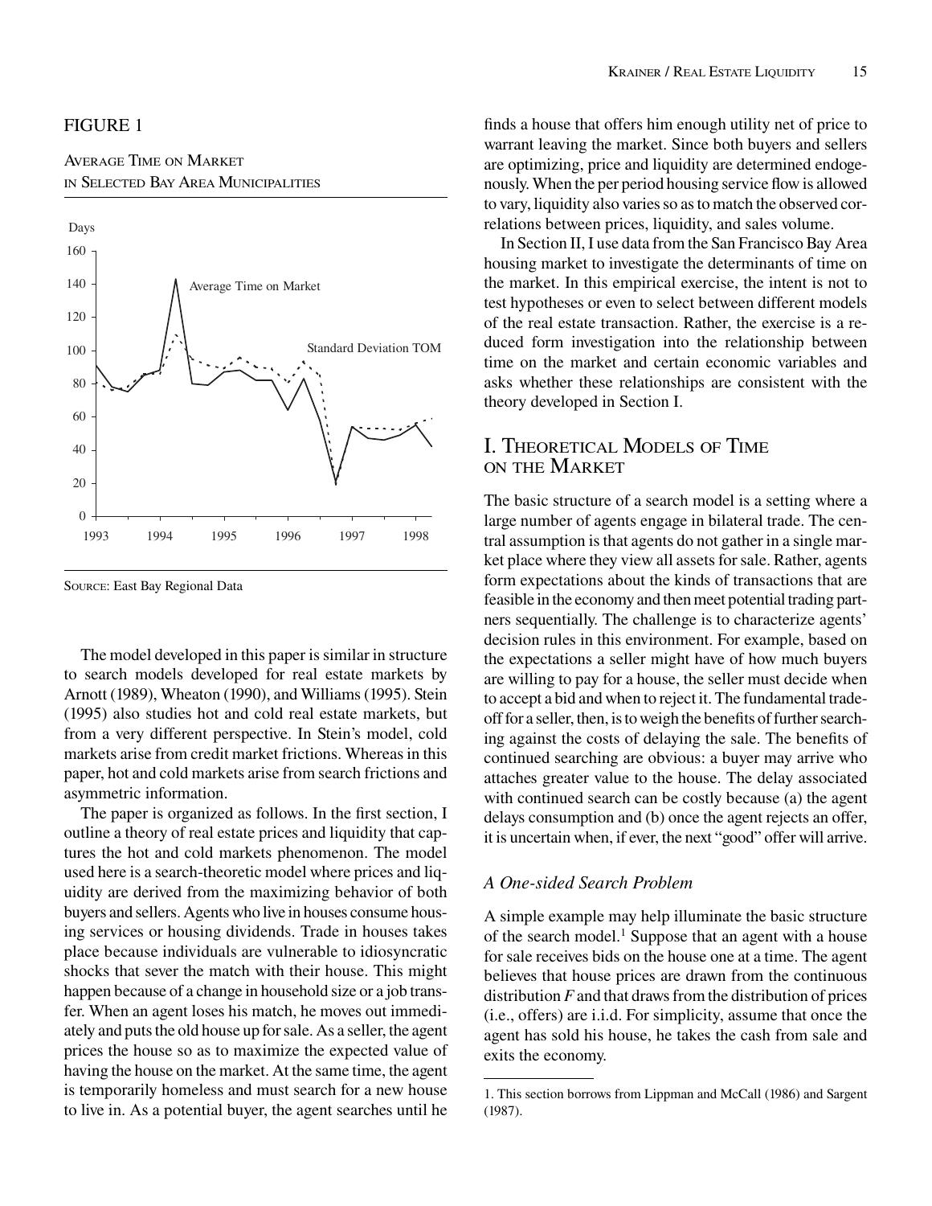FIGURE 1

AVERAGE TIME ON MARKET IN SELECTED BAY AREA MUNICIPALITIES

SOURCE: East Bay Regional Data

The model developed in this paper is similar in structure to search models developed for real estate markets by Arnott (1989), Wheaton (1990), and Williams (1995). Stein (1995) also studies hot and cold real estate markets, but from a very different perspective. In Stein's model, cold markets arise from credit market frictions. Whereas in this paper, hot and cold markets arise from search frictions and asymmetric information.

The paper is organized as follows. In the first section, I outline a theory of real estate prices and liquidity that captures the hot and cold markets phenomenon. The model used here is a search-theoretic model where prices and liquidity are derived from the maximizing behavior of both buyers and sellers. Agents who live in houses consume housing services or housing dividends. Trade in houses takes place because individuals are vulnerable to idiosyncratic shocks that sever the match with their house. This might happen because of a change in household size or a job transfer. When an agent loses his match, he moves out immediately and puts the old house up for sale. As a seller, the agent prices the house so as to maximize the expected value of having the house on the market. At the same time, the agent is temporarily homeless and must search for a new house to live in. As a potential buyer, the agent searches until he finds a house that offers him enough utility net of price to warrant leaving the market. Since both buyers and sellers are optimizing, price and liquidity are determined endogenously. When the per period housing service flow is allowed to vary, liquidity also varies so as to match the observed correlations between prices, liquidity, and sales volume.

In Section II, I use data from the San Francisco Bay Area housing market to investigate the determinants of time on the market. In this empirical exercise, the intent is not to test hypotheses or even to select between different models of the real estate transaction. Rather, the exercise is a reduced form investigation into the relationship between time on the market and certain economic variables and asks whether these relationships are consistent with the theory developed in Section I.

# I. THEORETICAL MODELS OF TIME ON THE MARKET

The basic structure of a search model is a setting where a large number of agents engage in bilateral trade. The central assumption is that agents do not gather in a single market place where they view all assets for sale. Rather, agents form expectations about the kinds of transactions that are feasible in the economy and then meet potential trading partners sequentially. The challenge is to characterize agents' decision rules in this environment. For example, based on the expectations a seller might have of how much buyers are willing to pay for a house, the seller must decide when to accept a bid and when to reject it. The fundamental tradeoff for a seller, then, is to weigh the benefits of further searching against the costs of delaying the sale. The benefits of continued searching are obvious: a buyer may arrive who attaches greater value to the house. The delay associated with continued search can be costly because (a) the agent delays consumption and (b) once the agent rejects an offer, it is uncertain when, if ever, the next "good" offer will arrive.

## *A One-sided Search Problem*

A simple example may help illuminate the basic structure of the search model.[1] Suppose that an agent with a house for sale receives bids on the house one at a time. The agent believes that house prices are drawn from the continuous distribution $F$ and that draws from the distribution of prices (i.e., offers) are i.i.d. For simplicity, assume that once the agent has sold his house, he takes the cash from sale and exits the economy.

1. This section borrows from Lippman and McCall (1986) and Sargent (1987).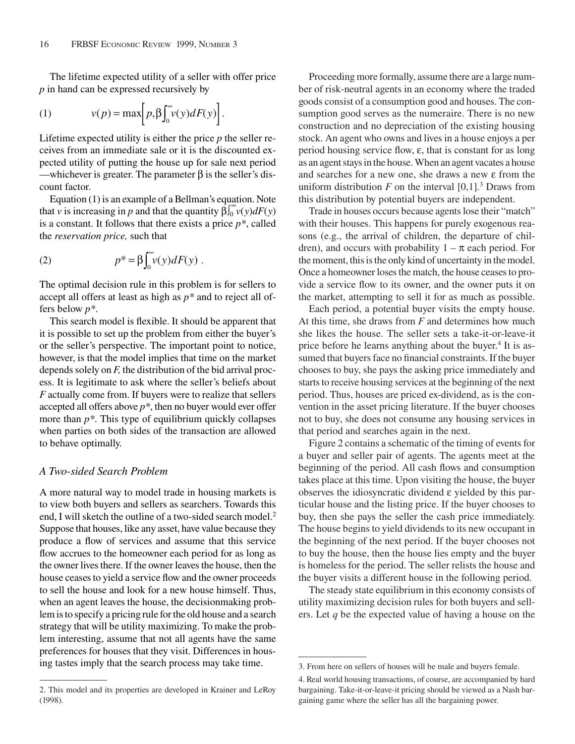The lifetime expected utility of a seller with offer price $p$ in hand can be expressed recursively by

$$v(p) = \max\left[p, \beta\int_0^\infty v(y)dF(y)\right]. \tag{1}$$

Lifetime expected utility is either the price $p$ the seller receives from an immediate sale or it is the discounted expected utility of putting the house up for sale next period —whichever is greater. The parameter $\beta$ is the seller's discount factor.

Equation (1) is an example of a Bellman's equation. Note that $v$ is increasing in $p$ and that the quantity $\beta\int_0^\infty v(y)dF(y)$ is a constant. It follows that there exists a price $p^*$, called the *reservation price,* such that

$$p^* = \beta\int_0^\infty v(y)dF(y) \ . \tag{2}$$

The optimal decision rule in this problem is for sellers to accept all offers at least as high as $p^*$ and to reject all offers below $p^*$.

This search model is flexible. It should be apparent that it is possible to set up the problem from either the buyer's or the seller's perspective. The important point to notice, however, is that the model implies that time on the market depends solely on $F$, the distribution of the bid arrival process. It is legitimate to ask where the seller's beliefs about $F$ actually come from. If buyers were to realize that sellers accepted all offers above $p^*$, then no buyer would ever offer more than $p^*$. This type of equilibrium quickly collapses when parties on both sides of the transaction are allowed to behave optimally.

### *A Two-sided Search Problem*

A more natural way to model trade in housing markets is to view both buyers and sellers as searchers. Towards this end, I will sketch the outline of a two-sided search model.[2] Suppose that houses, like any asset, have value because they produce a flow of services and assume that this service flow accrues to the homeowner each period for as long as the owner lives there. If the owner leaves the house, then the house ceases to yield a service flow and the owner proceeds to sell the house and look for a new house himself. Thus, when an agent leaves the house, the decisionmaking problem is to specify a pricing rule for the old house and a search strategy that will be utility maximizing. To make the problem interesting, assume that not all agents have the same preferences for houses that they visit. Differences in housing tastes imply that the search process may take time.

Proceeding more formally, assume there are a large number of risk-neutral agents in an economy where the traded goods consist of a consumption good and houses. The consumption good serves as the numeraire. There is no new construction and no depreciation of the existing housing stock. An agent who owns and lives in a house enjoys a per period housing service flow, $\varepsilon$, that is constant for as long as an agent stays in the house. When an agent vacates a house and searches for a new one, she draws a new $\varepsilon$ from the uniform distribution $F$ on the interval $[0,1]$.[3] Draws from this distribution by potential buyers are independent.

Trade in houses occurs because agents lose their "match" with their houses. This happens for purely exogenous reasons (e.g., the arrival of children, the departure of children), and occurs with probability $1 - \pi$ each period. For the moment, this is the only kind of uncertainty in the model. Once a homeowner loses the match, the house ceases to provide a service flow to its owner, and the owner puts it on the market, attempting to sell it for as much as possible.

Each period, a potential buyer visits the empty house. At this time, she draws from $F$ and determines how much she likes the house. The seller sets a take-it-or-leave-it price before he learns anything about the buyer.[4] It is assumed that buyers face no financial constraints. If the buyer chooses to buy, she pays the asking price immediately and starts to receive housing services at the beginning of the next period. Thus, houses are priced ex-dividend, as is the convention in the asset pricing literature. If the buyer chooses not to buy, she does not consume any housing services in that period and searches again in the next.

Figure 2 contains a schematic of the timing of events for a buyer and seller pair of agents. The agents meet at the beginning of the period. All cash flows and consumption takes place at this time. Upon visiting the house, the buyer observes the idiosyncratic dividend $\varepsilon$ yielded by this particular house and the listing price. If the buyer chooses to buy, then she pays the seller the cash price immediately. The house begins to yield dividends to its new occupant in the beginning of the next period. If the buyer chooses not to buy the house, then the house lies empty and the buyer is homeless for the period. The seller relists the house and the buyer visits a different house in the following period.

The steady state equilibrium in this economy consists of utility maximizing decision rules for both buyers and sellers. Let $q$ be the expected value of having a house on the

---

2. This model and its properties are developed in Krainer and LeRoy (1998).

3. From here on sellers of houses will be male and buyers female.

4. Real world housing transactions, of course, are accompanied by hard bargaining. Take-it-or-leave-it pricing should be viewed as a Nash bargaining game where the seller has all the bargaining power.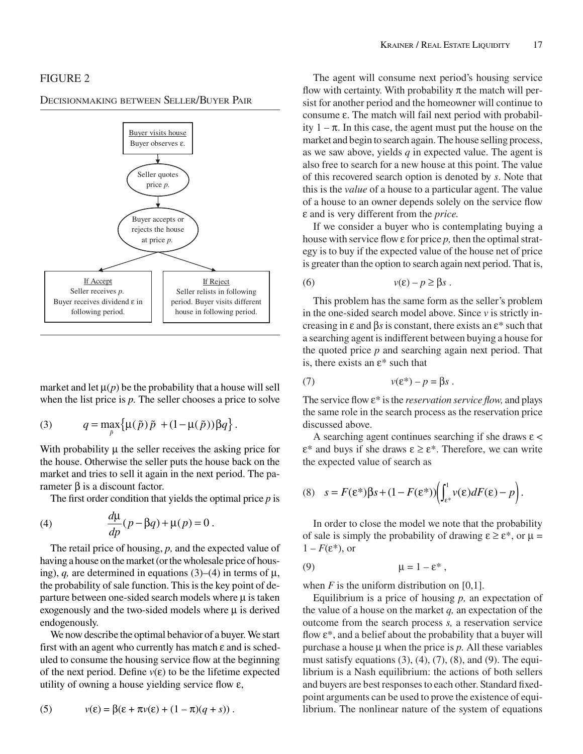FIGURE 2

DECISIONMAKING BETWEEN SELLER/BUYER PAIR

Buyer visits house
Buyer observes ε.

Seller quotes price $p$.

Buyer accepts or rejects the house at price $p$.

If Accept
Seller receives $p$.
Buyer receives dividend ε in following period.

If Reject
Seller relists in following period. Buyer visits different house in following period.

market and let $\mu(p)$ be the probability that a house will sell when the list price is $p$. The seller chooses a price to solve

$$q = \max_{\tilde{p}}\{\mu(\tilde{p})\tilde{p} + (1-\mu(\tilde{p}))\beta q\}. \tag{3}$$

With probability μ the seller receives the asking price for the house. Otherwise the seller puts the house back on the market and tries to sell it again in the next period. The parameter β is a discount factor.

The first order condition that yields the optimal price $p$ is

$$\frac{d\mu}{dp}(p-\beta q)+\mu(p)=0. \tag{4}$$

The retail price of housing, $p$, and the expected value of having a house on the market (or the wholesale price of housing), $q$, are determined in equations (3)–(4) in terms of μ, the probability of sale function. This is the key point of departure between one-sided search models where μ is taken exogenously and the two-sided models where μ is derived endogenously.

We now describe the optimal behavior of a buyer. We start first with an agent who currently has match ε and is scheduled to consume the housing service flow at the beginning of the next period. Define $v(\varepsilon)$ to be the lifetime expected utility of owning a house yielding service flow ε,

$$v(\varepsilon) = \beta(\varepsilon + \pi v(\varepsilon) + (1-\pi)(q+s)). \tag{5}$$

The agent will consume next period's housing service flow with certainty. With probability π the match will persist for another period and the homeowner will continue to consume ε. The match will fail next period with probability $1-\pi$. In this case, the agent must put the house on the market and begin to search again. The house selling process, as we saw above, yields $q$ in expected value. The agent is also free to search for a new house at this point. The value of this recovered search option is denoted by $s$. Note that this is the *value* of a house to a particular agent. The value of a house to an owner depends solely on the service flow ε and is very different from the *price.*

If we consider a buyer who is contemplating buying a house with service flow ε for price $p$, then the optimal strategy is to buy if the expected value of the house net of price is greater than the option to search again next period. That is,

$$v(\varepsilon) - p \geq \beta s. \tag{6}$$

This problem has the same form as the seller's problem in the one-sided search model above. Since $v$ is strictly increasing in ε and β$s$ is constant, there exists an ε* such that a searching agent is indifferent between buying a house for the quoted price $p$ and searching again next period. That is, there exists an ε* such that

$$v(\varepsilon^*) - p = \beta s. \tag{7}$$

The service flow ε* is the *reservation service flow,* and plays the same role in the search process as the reservation price discussed above.

A searching agent continues searching if she draws $\varepsilon < \varepsilon^*$ and buys if she draws $\varepsilon \geq \varepsilon^*$. Therefore, we can write the expected value of search as

$$s = F(\varepsilon^*)\beta s + (1-F(\varepsilon^*))\left(\int_{\varepsilon^*}^{1} v(\varepsilon)dF(\varepsilon) - p\right). \tag{8}$$

In order to close the model we note that the probability of sale is simply the probability of drawing $\varepsilon \geq \varepsilon^*$, or $\mu = 1 - F(\varepsilon^*)$, or

$$\mu = 1 - \varepsilon^*, \tag{9}$$

when $F$ is the uniform distribution on [0,1].

Equilibrium is a price of housing $p$, an expectation of the value of a house on the market $q$, an expectation of the outcome from the search process $s$, a reservation service flow ε*, and a belief about the probability that a buyer will purchase a house μ when the price is $p$. All these variables must satisfy equations (3), (4), (7), (8), and (9). The equilibrium is a Nash equilibrium: the actions of both sellers and buyers are best responses to each other. Standard fixed-point arguments can be used to prove the existence of equilibrium. The nonlinear nature of the system of equations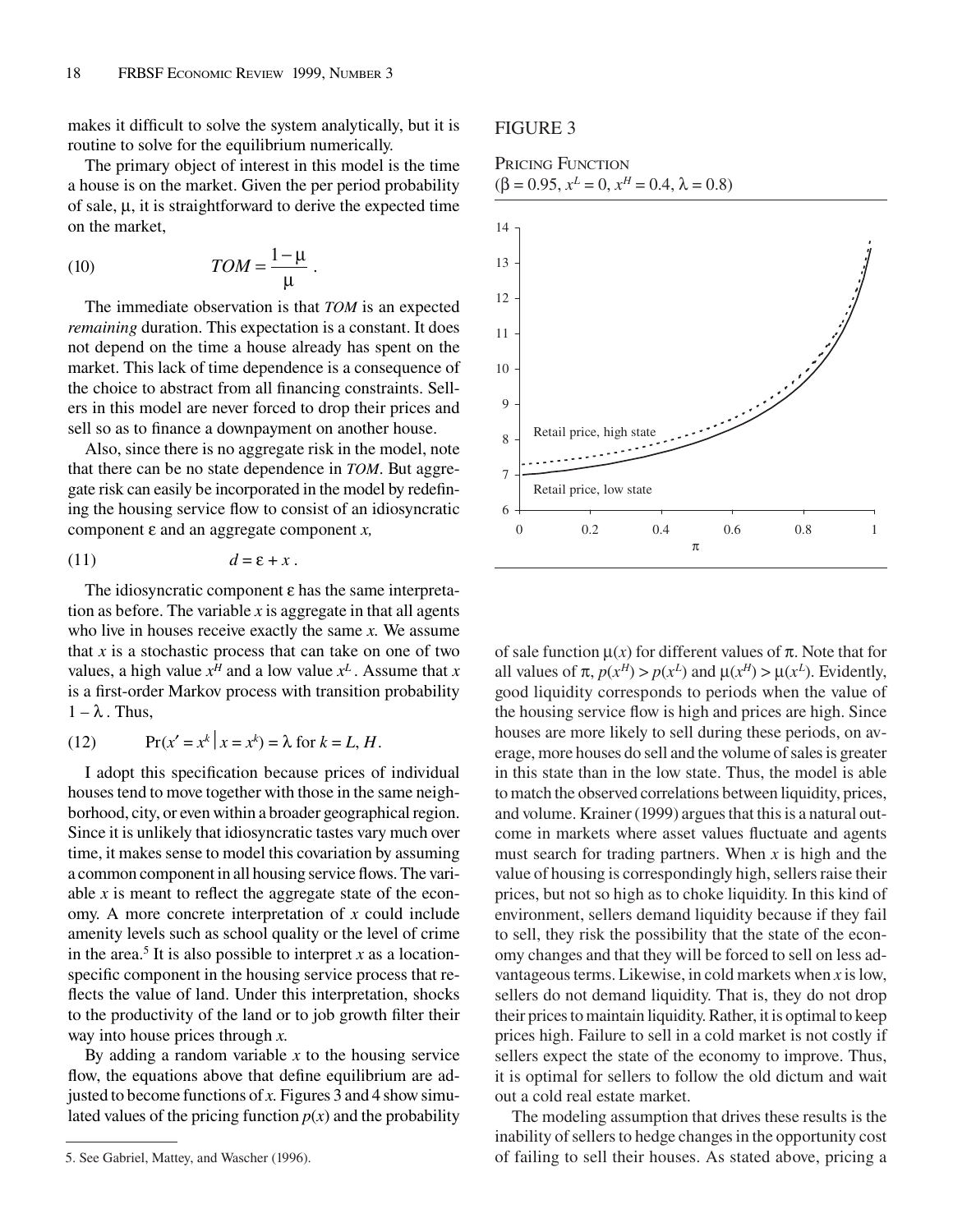makes it difficult to solve the system analytically, but it is routine to solve for the equilibrium numerically.

The primary object of interest in this model is the time a house is on the market. Given the per period probability of sale, $\mu$, it is straightforward to derive the expected time on the market,

$$(10) \qquad TOM = \frac{1-\mu}{\mu}.$$

The immediate observation is that *TOM* is an expected *remaining* duration. This expectation is a constant. It does not depend on the time a house already has spent on the market. This lack of time dependence is a consequence of the choice to abstract from all financing constraints. Sellers in this model are never forced to drop their prices and sell so as to finance a downpayment on another house.

Also, since there is no aggregate risk in the model, note that there can be no state dependence in *TOM*. But aggregate risk can easily be incorporated in the model by redefining the housing service flow to consist of an idiosyncratic component $\varepsilon$ and an aggregate component $x$,

$$(11) \qquad d = \varepsilon + x.$$

The idiosyncratic component $\varepsilon$ has the same interpretation as before. The variable $x$ is aggregate in that all agents who live in houses receive exactly the same $x$. We assume that $x$ is a stochastic process that can take on one of two values, a high value $x^H$ and a low value $x^L$. Assume that $x$ is a first-order Markov process with transition probability $1-\lambda$. Thus,

$$(12) \qquad \Pr(x' = x^k \mid x = x^k) = \lambda \text{ for } k = L, H.$$

I adopt this specification because prices of individual houses tend to move together with those in the same neighborhood, city, or even within a broader geographical region. Since it is unlikely that idiosyncratic tastes vary much over time, it makes sense to model this covariation by assuming a common component in all housing service flows. The variable $x$ is meant to reflect the aggregate state of the economy. A more concrete interpretation of $x$ could include amenity levels such as school quality or the level of crime in the area.[5] It is also possible to interpret $x$ as a location-specific component in the housing service process that reflects the value of land. Under this interpretation, shocks to the productivity of the land or to job growth filter their way into house prices through $x$.

By adding a random variable $x$ to the housing service flow, the equations above that define equilibrium are adjusted to become functions of $x$. Figures 3 and 4 show simulated values of the pricing function $p(x)$ and the probability of sale function $\mu(x)$ for different values of $\pi$. Note that for all values of $\pi$, $p(x^H) > p(x^L)$ and $\mu(x^H) > \mu(x^L)$. Evidently, good liquidity corresponds to periods when the value of the housing service flow is high and prices are high. Since houses are more likely to sell during these periods, on average, more houses do sell and the volume of sales is greater in this state than in the low state. Thus, the model is able to match the observed correlations between liquidity, prices, and volume. Krainer (1999) argues that this is a natural outcome in markets where asset values fluctuate and agents must search for trading partners. When $x$ is high and the value of housing is correspondingly high, sellers raise their prices, but not so high as to choke liquidity. In this kind of environment, sellers demand liquidity because if they fail to sell, they risk the possibility that the state of the economy changes and that they will be forced to sell on less advantageous terms. Likewise, in cold markets when $x$ is low, sellers do not demand liquidity. That is, they do not drop their prices to maintain liquidity. Rather, it is optimal to keep prices high. Failure to sell in a cold market is not costly if sellers expect the state of the economy to improve. Thus, it is optimal for sellers to follow the old dictum and wait out a cold real estate market.

The modeling assumption that drives these results is the inability of sellers to hedge changes in the opportunity cost of failing to sell their houses. As stated above, pricing a

FIGURE 3

PRICING FUNCTION
($\beta = 0.95$, $x^L = 0$, $x^H = 0.4$, $\lambda = 0.8$)

5. See Gabriel, Mattey, and Wascher (1996).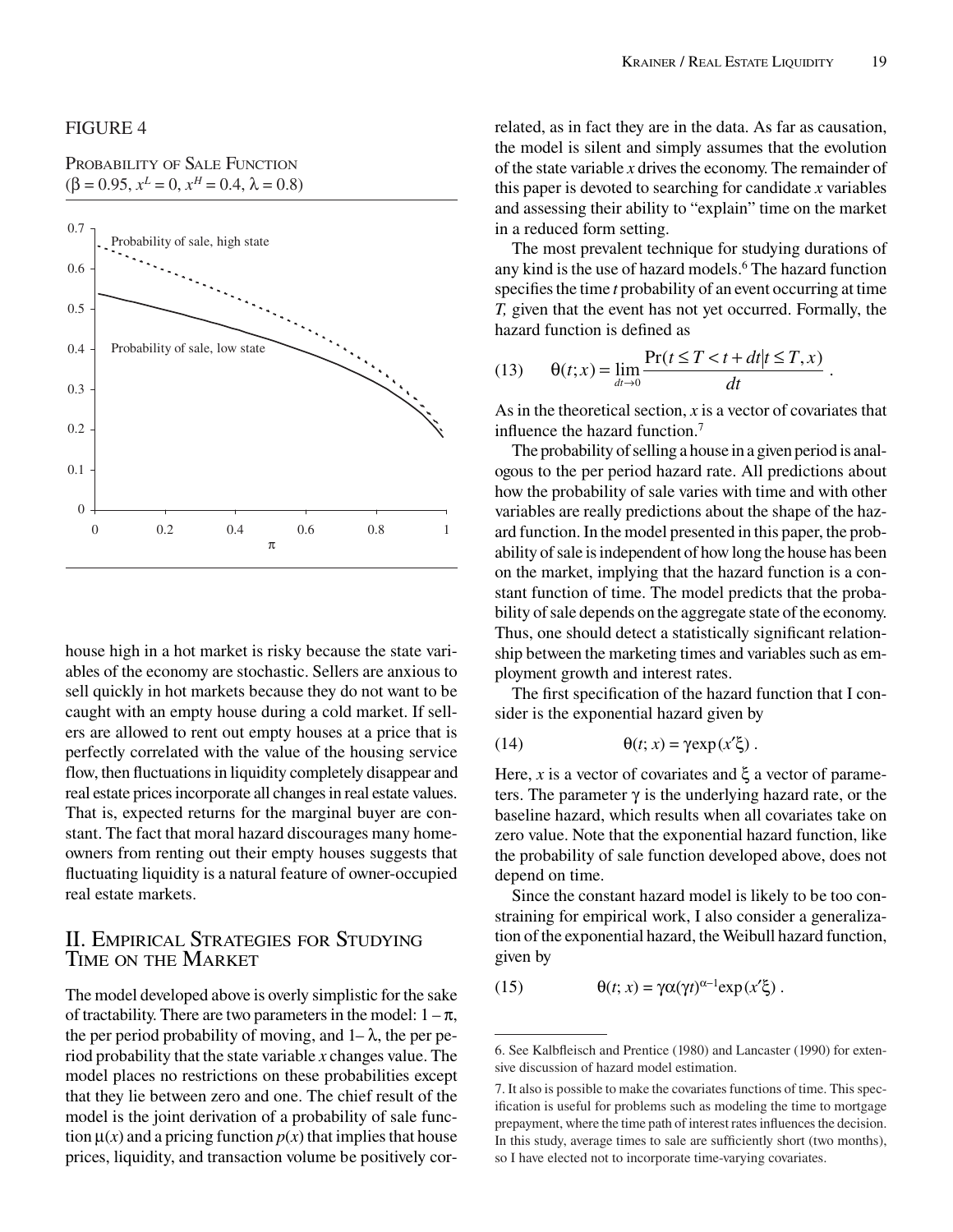FIGURE 4

PROBABILITY OF SALE FUNCTION
($\beta = 0.95$, $x^L = 0$, $x^H = 0.4$, $\lambda = 0.8$)

house high in a hot market is risky because the state variables of the economy are stochastic. Sellers are anxious to sell quickly in hot markets because they do not want to be caught with an empty house during a cold market. If sellers are allowed to rent out empty houses at a price that is perfectly correlated with the value of the housing service flow, then fluctuations in liquidity completely disappear and real estate prices incorporate all changes in real estate values. That is, expected returns for the marginal buyer are constant. The fact that moral hazard discourages many homeowners from renting out their empty houses suggests that fluctuating liquidity is a natural feature of owner-occupied real estate markets.

## II. EMPIRICAL STRATEGIES FOR STUDYING TIME ON THE MARKET

The model developed above is overly simplistic for the sake of tractability. There are two parameters in the model: $1 - \pi$, the per period probability of moving, and $1 - \lambda$, the per period probability that the state variable $x$ changes value. The model places no restrictions on these probabilities except that they lie between zero and one. The chief result of the model is the joint derivation of a probability of sale function $\mu(x)$ and a pricing function $p(x)$ that implies that house prices, liquidity, and transaction volume be positively correlated, as in fact they are in the data. As far as causation, the model is silent and simply assumes that the evolution of the state variable $x$ drives the economy. The remainder of this paper is devoted to searching for candidate $x$ variables and assessing their ability to "explain" time on the market in a reduced form setting.

The most prevalent technique for studying durations of any kind is the use of hazard models.[6] The hazard function specifies the time $t$ probability of an event occurring at time $T$, given that the event has not yet occurred. Formally, the hazard function is defined as

$$\text{(13)} \qquad \theta(t;x) = \lim_{dt \to 0} \frac{\Pr(t \le T < t + dt \mid t \le T, x)}{dt} .$$

As in the theoretical section, $x$ is a vector of covariates that influence the hazard function.[7]

The probability of selling a house in a given period is analogous to the per period hazard rate. All predictions about how the probability of sale varies with time and with other variables are really predictions about the shape of the hazard function. In the model presented in this paper, the probability of sale is independent of how long the house has been on the market, implying that the hazard function is a constant function of time. The model predicts that the probability of sale depends on the aggregate state of the economy. Thus, one should detect a statistically significant relationship between the marketing times and variables such as employment growth and interest rates.

The first specification of the hazard function that I consider is the exponential hazard given by

$$\text{(14)} \qquad \theta(t; x) = \gamma \exp(x'\xi) .$$

Here, $x$ is a vector of covariates and $\xi$ a vector of parameters. The parameter $\gamma$ is the underlying hazard rate, or the baseline hazard, which results when all covariates take on zero value. Note that the exponential hazard function, like the probability of sale function developed above, does not depend on time.

Since the constant hazard model is likely to be too constraining for empirical work, I also consider a generalization of the exponential hazard, the Weibull hazard function, given by

$$\text{(15)} \qquad \theta(t; x) = \gamma\alpha(\gamma t)^{\alpha-1} \exp(x'\xi) .$$

---

6. See Kalbfleisch and Prentice (1980) and Lancaster (1990) for extensive discussion of hazard model estimation.

7. It also is possible to make the covariates functions of time. This specification is useful for problems such as modeling the time to mortgage prepayment, where the time path of interest rates influences the decision. In this study, average times to sale are sufficiently short (two months), so I have elected not to incorporate time-varying covariates.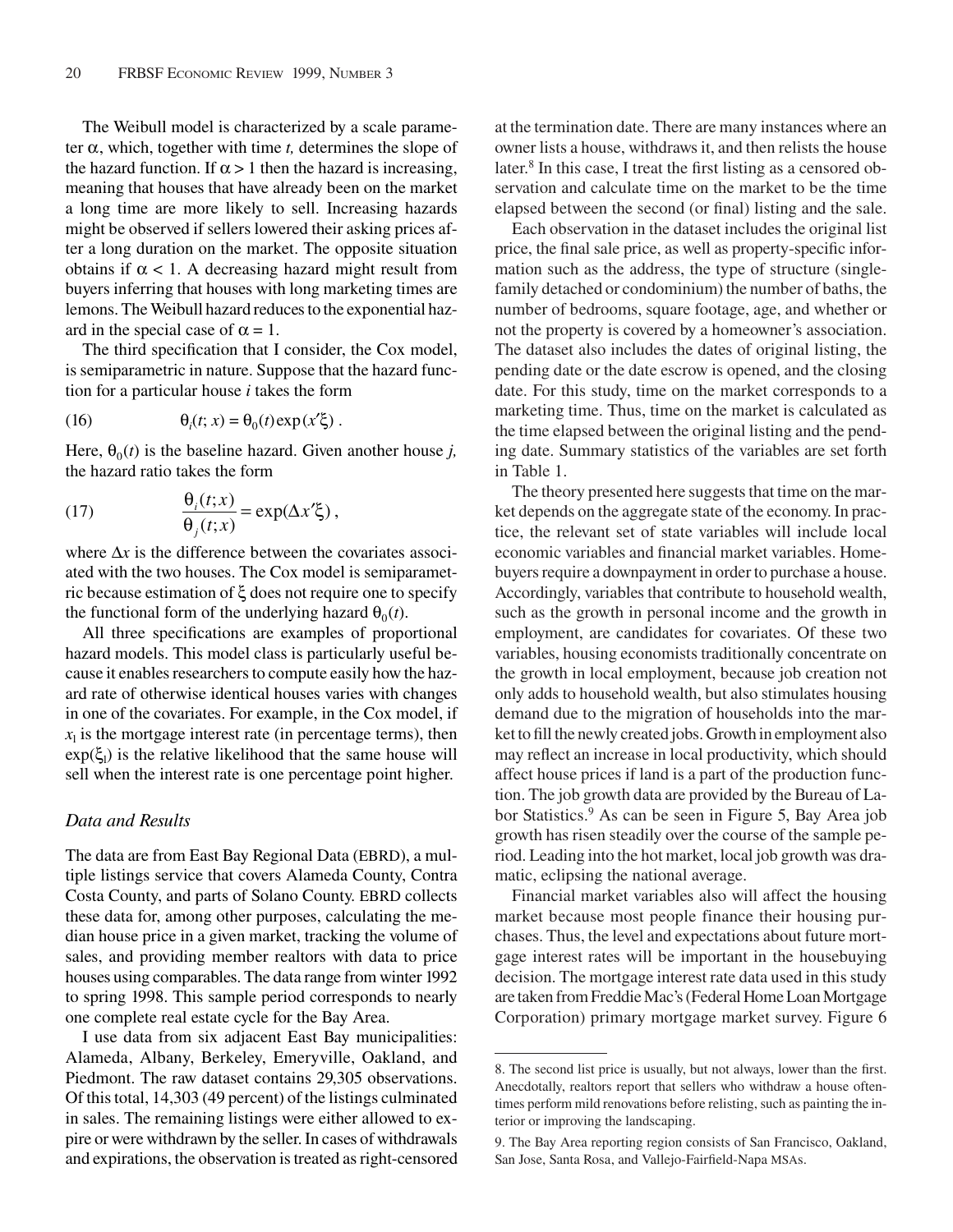The Weibull model is characterized by a scale parameter $\alpha$, which, together with time $t$, determines the slope of the hazard function. If $\alpha > 1$ then the hazard is increasing, meaning that houses that have already been on the market a long time are more likely to sell. Increasing hazards might be observed if sellers lowered their asking prices after a long duration on the market. The opposite situation obtains if $\alpha < 1$. A decreasing hazard might result from buyers inferring that houses with long marketing times are lemons. The Weibull hazard reduces to the exponential hazard in the special case of $\alpha = 1$.

The third specification that I consider, the Cox model, is semiparametric in nature. Suppose that the hazard function for a particular house $i$ takes the form

$$\theta_i(t; x) = \theta_0(t)\exp(x'\xi) . \tag{16}$$

Here, $\theta_0(t)$ is the baseline hazard. Given another house $j$, the hazard ratio takes the form

$$\frac{\theta_i(t;x)}{\theta_j(t;x)} = \exp(\Delta x'\xi) , \tag{17}$$

where $\Delta x$ is the difference between the covariates associated with the two houses. The Cox model is semiparametric because estimation of $\xi$ does not require one to specify the functional form of the underlying hazard $\theta_0(t)$.

All three specifications are examples of proportional hazard models. This model class is particularly useful because it enables researchers to compute easily how the hazard rate of otherwise identical houses varies with changes in one of the covariates. For example, in the Cox model, if $x_1$ is the mortgage interest rate (in percentage terms), then $\exp(\xi_1)$ is the relative likelihood that the same house will sell when the interest rate is one percentage point higher.

## *Data and Results*

The data are from East Bay Regional Data (EBRD), a multiple listings service that covers Alameda County, Contra Costa County, and parts of Solano County. EBRD collects these data for, among other purposes, calculating the median house price in a given market, tracking the volume of sales, and providing member realtors with data to price houses using comparables. The data range from winter 1992 to spring 1998. This sample period corresponds to nearly one complete real estate cycle for the Bay Area.

I use data from six adjacent East Bay municipalities: Alameda, Albany, Berkeley, Emeryville, Oakland, and Piedmont. The raw dataset contains 29,305 observations. Of this total, 14,303 (49 percent) of the listings culminated in sales. The remaining listings were either allowed to expire or were withdrawn by the seller. In cases of withdrawals and expirations, the observation is treated as right-censored at the termination date. There are many instances where an owner lists a house, withdraws it, and then relists the house later.[8] In this case, I treat the first listing as a censored observation and calculate time on the market to be the time elapsed between the second (or final) listing and the sale.

Each observation in the dataset includes the original list price, the final sale price, as well as property-specific information such as the address, the type of structure (single-family detached or condominium) the number of baths, the number of bedrooms, square footage, age, and whether or not the property is covered by a homeowner's association. The dataset also includes the dates of original listing, the pending date or the date escrow is opened, and the closing date. For this study, time on the market corresponds to a marketing time. Thus, time on the market is calculated as the time elapsed between the original listing and the pending date. Summary statistics of the variables are set forth in Table 1.

The theory presented here suggests that time on the market depends on the aggregate state of the economy. In practice, the relevant set of state variables will include local economic variables and financial market variables. Homebuyers require a downpayment in order to purchase a house. Accordingly, variables that contribute to household wealth, such as the growth in personal income and the growth in employment, are candidates for covariates. Of these two variables, housing economists traditionally concentrate on the growth in local employment, because job creation not only adds to household wealth, but also stimulates housing demand due to the migration of households into the market to fill the newly created jobs. Growth in employment also may reflect an increase in local productivity, which should affect house prices if land is a part of the production function. The job growth data are provided by the Bureau of Labor Statistics.[9] As can be seen in Figure 5, Bay Area job growth has risen steadily over the course of the sample period. Leading into the hot market, local job growth was dramatic, eclipsing the national average.

Financial market variables also will affect the housing market because most people finance their housing purchases. Thus, the level and expectations about future mortgage interest rates will be important in the housebuying decision. The mortgage interest rate data used in this study are taken from Freddie Mac's (Federal Home Loan Mortgage Corporation) primary mortgage market survey. Figure 6

---

8. The second list price is usually, but not always, lower than the first. Anecdotally, realtors report that sellers who withdraw a house oftentimes perform mild renovations before relisting, such as painting the interior or improving the landscaping.

9. The Bay Area reporting region consists of San Francisco, Oakland, San Jose, Santa Rosa, and Vallejo-Fairfield-Napa MSAs.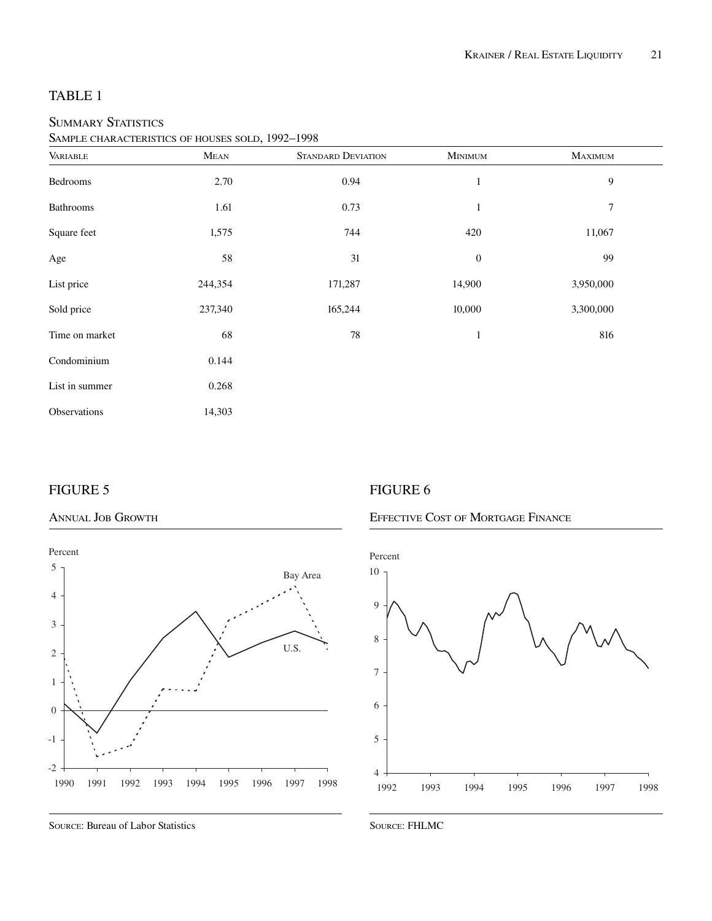## TABLE 1

### Summary Statistics

Sample characteristics of houses sold, 1992–1998

| Variable | Mean | Standard Deviation | Minimum | Maximum |
|---|---|---|---|---|
| Bedrooms | 2.70 | 0.94 | 1 | 9 |
| Bathrooms | 1.61 | 0.73 | 1 | 7 |
| Square feet | 1,575 | 744 | 420 | 11,067 |
| Age | 58 | 31 | 0 | 99 |
| List price | 244,354 | 171,287 | 14,900 | 3,950,000 |
| Sold price | 237,340 | 165,244 | 10,000 | 3,300,000 |
| Time on market | 68 | 78 | 1 | 816 |
| Condominium | 0.144 | | | |
| List in summer | 0.268 | | | |
| Observations | 14,303 | | | |

## FIGURE 5

### Annual Job Growth

Source: Bureau of Labor Statistics

## FIGURE 6

### Effective Cost of Mortgage Finance

Source: FHLMC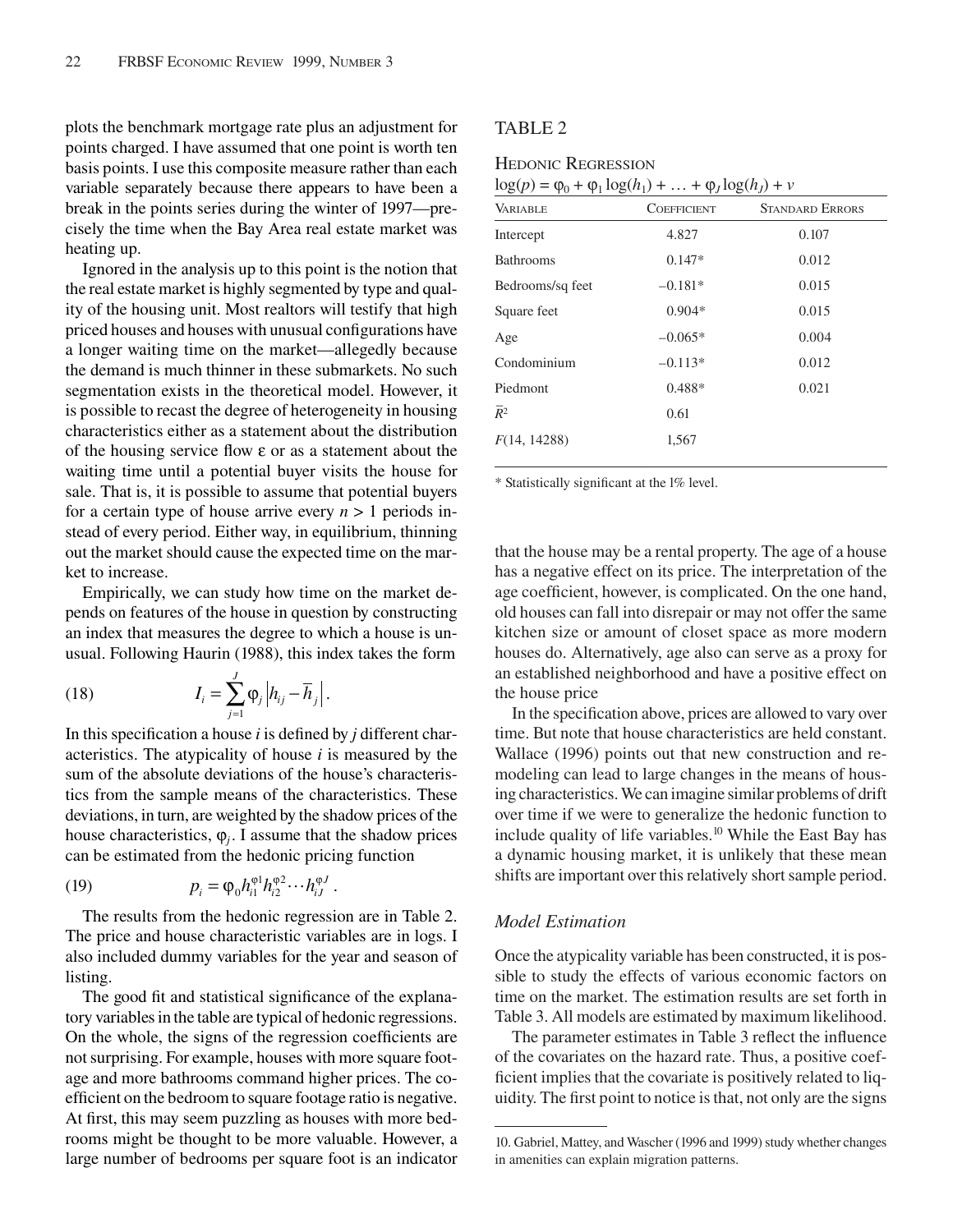plots the benchmark mortgage rate plus an adjustment for points charged. I have assumed that one point is worth ten basis points. I use this composite measure rather than each variable separately because there appears to have been a break in the points series during the winter of 1997—precisely the time when the Bay Area real estate market was heating up.

Ignored in the analysis up to this point is the notion that the real estate market is highly segmented by type and quality of the housing unit. Most realtors will testify that high priced houses and houses with unusual configurations have a longer waiting time on the market—allegedly because the demand is much thinner in these submarkets. No such segmentation exists in the theoretical model. However, it is possible to recast the degree of heterogeneity in housing characteristics either as a statement about the distribution of the housing service flow $\varepsilon$ or as a statement about the waiting time until a potential buyer visits the house for sale. That is, it is possible to assume that potential buyers for a certain type of house arrive every $n > 1$ periods instead of every period. Either way, in equilibrium, thinning out the market should cause the expected time on the market to increase.

Empirically, we can study how time on the market depends on features of the house in question by constructing an index that measures the degree to which a house is unusual. Following Haurin (1988), this index takes the form

$$I_i = \sum_{j=1}^{J} \varphi_j \left| h_{ij} - \bar{h}_j \right|. \tag{18}$$

In this specification a house $i$ is defined by $j$ different characteristics. The atypicality of house $i$ is measured by the sum of the absolute deviations of the house's characteristics from the sample means of the characteristics. These deviations, in turn, are weighted by the shadow prices of the house characteristics, $\varphi_j$. I assume that the shadow prices can be estimated from the hedonic pricing function

$$p_i = \varphi_0 h_{i1}^{\varphi 1} h_{i2}^{\varphi 2} \cdots h_{iJ}^{\varphi J}. \tag{19}$$

The results from the hedonic regression are in Table 2. The price and house characteristic variables are in logs. I also included dummy variables for the year and season of listing.

The good fit and statistical significance of the explanatory variables in the table are typical of hedonic regressions. On the whole, the signs of the regression coefficients are not surprising. For example, houses with more square footage and more bathrooms command higher prices. The coefficient on the bedroom to square footage ratio is negative. At first, this may seem puzzling as houses with more bedrooms might be thought to be more valuable. However, a large number of bedrooms per square foot is an indicator that the house may be a rental property. The age of a house has a negative effect on its price. The interpretation of the age coefficient, however, is complicated. On the one hand, old houses can fall into disrepair or may not offer the same kitchen size or amount of closet space as more modern houses do. Alternatively, age also can serve as a proxy for an established neighborhood and have a positive effect on the house price

In the specification above, prices are allowed to vary over time. But note that house characteristics are held constant. Wallace (1996) points out that new construction and remodeling can lead to large changes in the means of housing characteristics. We can imagine similar problems of drift over time if we were to generalize the hedonic function to include quality of life variables.[10] While the East Bay has a dynamic housing market, it is unlikely that these mean shifts are important over this relatively short sample period.

TABLE 2

HEDONIC REGRESSION

$\log(p) = \varphi_0 + \varphi_1 \log(h_1) + \ldots + \varphi_J \log(h_J) + v$

| VARIABLE | COEFFICIENT | STANDARD ERRORS |
|---|---|---|
| Intercept | 4.827 | 0.107 |
| Bathrooms | 0.147* | 0.012 |
| Bedrooms/sq feet | –0.181* | 0.015 |
| Square feet | 0.904* | 0.015 |
| Age | –0.065* | 0.004 |
| Condominium | –0.113* | 0.012 |
| Piedmont | 0.488* | 0.021 |
| $\bar{R}^2$ | 0.61 | |
| $F(14, 14288)$ | 1,567 | |

* Statistically significant at the 1% level.

### *Model Estimation*

Once the atypicality variable has been constructed, it is possible to study the effects of various economic factors on time on the market. The estimation results are set forth in Table 3. All models are estimated by maximum likelihood.

The parameter estimates in Table 3 reflect the influence of the covariates on the hazard rate. Thus, a positive coefficient implies that the covariate is positively related to liquidity. The first point to notice is that, not only are the signs

10. Gabriel, Mattey, and Wascher (1996 and 1999) study whether changes in amenities can explain migration patterns.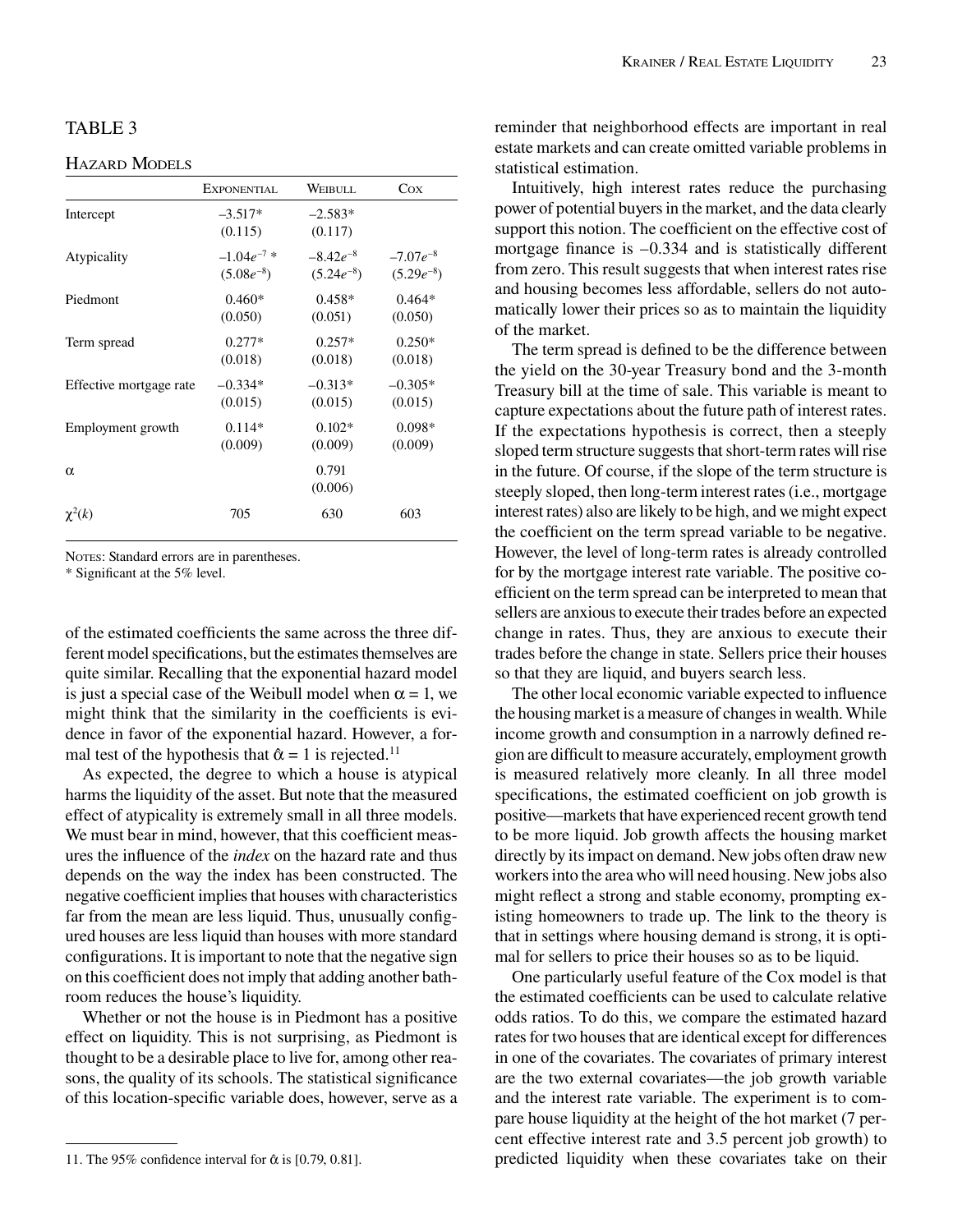TABLE 3

HAZARD MODELS

| | EXPONENTIAL | WEIBULL | COX |
|---|---|---|---|
| Intercept | –3.517* | –2.583* | |
| | (0.115) | (0.117) | |
| Atypicality | $-1.04e^{-7}$ * | $-8.42e^{-8}$ | $-7.07e^{-8}$ |
| | $(5.08e^{-8})$ | $(5.24e^{-8})$ | $(5.29e^{-8})$ |
| Piedmont | 0.460* | 0.458* | 0.464* |
| | (0.050) | (0.051) | (0.050) |
| Term spread | 0.277* | 0.257* | 0.250* |
| | (0.018) | (0.018) | (0.018) |
| Effective mortgage rate | –0.334* | –0.313* | –0.305* |
| | (0.015) | (0.015) | (0.015) |
| Employment growth | 0.114* | 0.102* | 0.098* |
| | (0.009) | (0.009) | (0.009) |
| $\alpha$ | | 0.791 | |
| | | (0.006) | |
| $\chi^2(k)$ | 705 | 630 | 603 |

NOTES: Standard errors are in parentheses.
\* Significant at the 5% level.

of the estimated coefficients the same across the three different model specifications, but the estimates themselves are quite similar. Recalling that the exponential hazard model is just a special case of the Weibull model when $\alpha = 1$, we might think that the similarity in the coefficients is evidence in favor of the exponential hazard. However, a formal test of the hypothesis that $\hat{\alpha} = 1$ is rejected.[11]

As expected, the degree to which a house is atypical harms the liquidity of the asset. But note that the measured effect of atypicality is extremely small in all three models. We must bear in mind, however, that this coefficient measures the influence of the *index* on the hazard rate and thus depends on the way the index has been constructed. The negative coefficient implies that houses with characteristics far from the mean are less liquid. Thus, unusually configured houses are less liquid than houses with more standard configurations. It is important to note that the negative sign on this coefficient does not imply that adding another bathroom reduces the house's liquidity.

Whether or not the house is in Piedmont has a positive effect on liquidity. This is not surprising, as Piedmont is thought to be a desirable place to live for, among other reasons, the quality of its schools. The statistical significance of this location-specific variable does, however, serve as a reminder that neighborhood effects are important in real estate markets and can create omitted variable problems in statistical estimation.

Intuitively, high interest rates reduce the purchasing power of potential buyers in the market, and the data clearly support this notion. The coefficient on the effective cost of mortgage finance is –0.334 and is statistically different from zero. This result suggests that when interest rates rise and housing becomes less affordable, sellers do not automatically lower their prices so as to maintain the liquidity of the market.

The term spread is defined to be the difference between the yield on the 30-year Treasury bond and the 3-month Treasury bill at the time of sale. This variable is meant to capture expectations about the future path of interest rates. If the expectations hypothesis is correct, then a steeply sloped term structure suggests that short-term rates will rise in the future. Of course, if the slope of the term structure is steeply sloped, then long-term interest rates (i.e., mortgage interest rates) also are likely to be high, and we might expect the coefficient on the term spread variable to be negative. However, the level of long-term rates is already controlled for by the mortgage interest rate variable. The positive coefficient on the term spread can be interpreted to mean that sellers are anxious to execute their trades before an expected change in rates. Thus, they are anxious to execute their trades before the change in state. Sellers price their houses so that they are liquid, and buyers search less.

The other local economic variable expected to influence the housing market is a measure of changes in wealth. While income growth and consumption in a narrowly defined region are difficult to measure accurately, employment growth is measured relatively more cleanly. In all three model specifications, the estimated coefficient on job growth is positive—markets that have experienced recent growth tend to be more liquid. Job growth affects the housing market directly by its impact on demand. New jobs often draw new workers into the area who will need housing. New jobs also might reflect a strong and stable economy, prompting existing homeowners to trade up. The link to the theory is that in settings where housing demand is strong, it is optimal for sellers to price their houses so as to be liquid.

One particularly useful feature of the Cox model is that the estimated coefficients can be used to calculate relative odds ratios. To do this, we compare the estimated hazard rates for two houses that are identical except for differences in one of the covariates. The covariates of primary interest are the two external covariates—the job growth variable and the interest rate variable. The experiment is to compare house liquidity at the height of the hot market (7 percent effective interest rate and 3.5 percent job growth) to predicted liquidity when these covariates take on their

11. The 95% confidence interval for $\hat{\alpha}$ is [0.79, 0.81].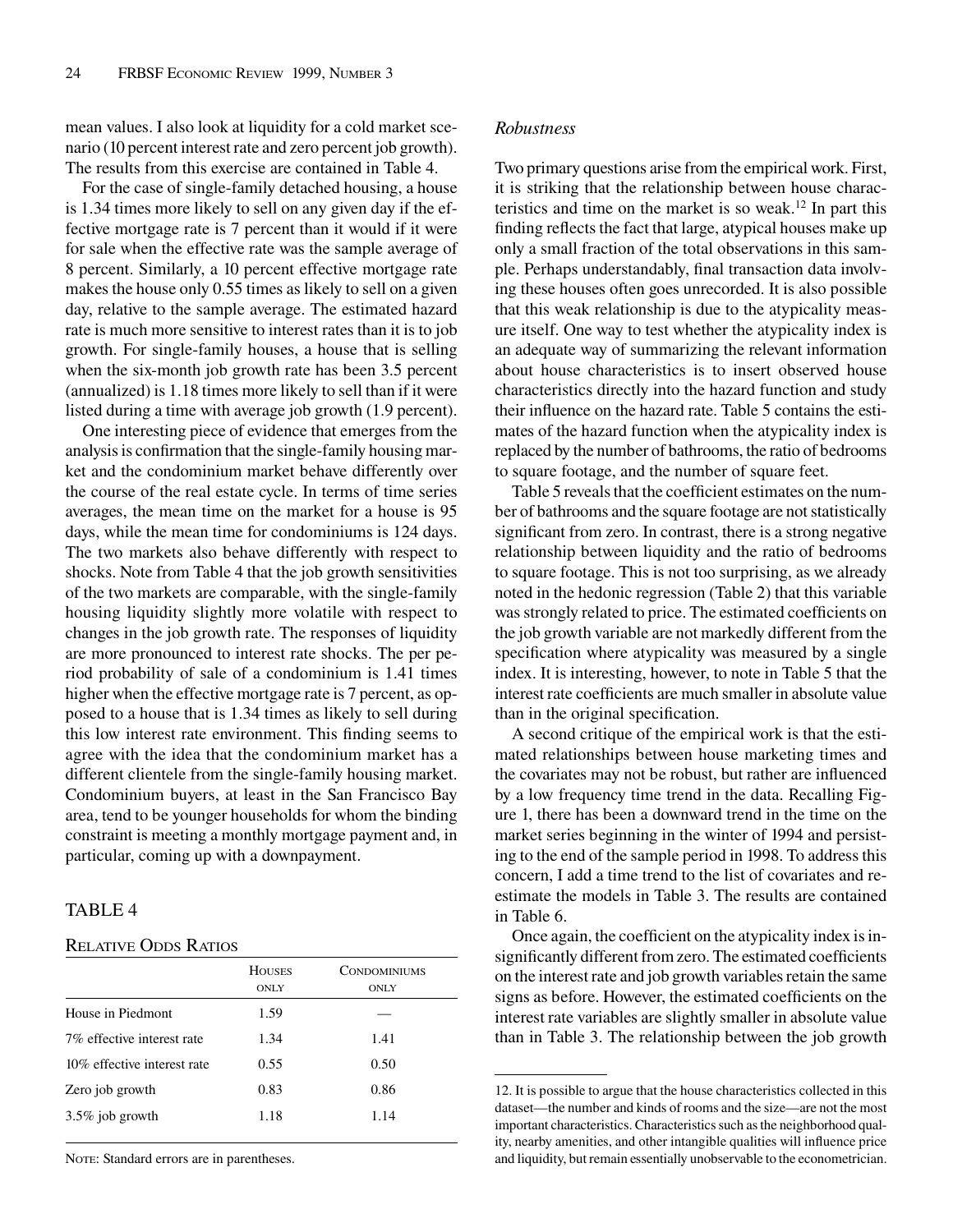mean values. I also look at liquidity for a cold market scenario (10 percent interest rate and zero percent job growth). The results from this exercise are contained in Table 4.

For the case of single-family detached housing, a house is 1.34 times more likely to sell on any given day if the effective mortgage rate is 7 percent than it would if it were for sale when the effective rate was the sample average of 8 percent. Similarly, a 10 percent effective mortgage rate makes the house only 0.55 times as likely to sell on a given day, relative to the sample average. The estimated hazard rate is much more sensitive to interest rates than it is to job growth. For single-family houses, a house that is selling when the six-month job growth rate has been 3.5 percent (annualized) is 1.18 times more likely to sell than if it were listed during a time with average job growth (1.9 percent).

One interesting piece of evidence that emerges from the analysis is confirmation that the single-family housing market and the condominium market behave differently over the course of the real estate cycle. In terms of time series averages, the mean time on the market for a house is 95 days, while the mean time for condominiums is 124 days. The two markets also behave differently with respect to shocks. Note from Table 4 that the job growth sensitivities of the two markets are comparable, with the single-family housing liquidity slightly more volatile with respect to changes in the job growth rate. The responses of liquidity are more pronounced to interest rate shocks. The per period probability of sale of a condominium is 1.41 times higher when the effective mortgage rate is 7 percent, as opposed to a house that is 1.34 times as likely to sell during this low interest rate environment. This finding seems to agree with the idea that the condominium market has a different clientele from the single-family housing market. Condominium buyers, at least in the San Francisco Bay area, tend to be younger households for whom the binding constraint is meeting a monthly mortgage payment and, in particular, coming up with a downpayment.

## TABLE 4

Relative Odds Ratios

| | Houses only | Condominiums only |
|---|---|---|
| House in Piedmont | 1.59 | — |
| 7% effective interest rate | 1.34 | 1.41 |
| 10% effective interest rate | 0.55 | 0.50 |
| Zero job growth | 0.83 | 0.86 |
| 3.5% job growth | 1.18 | 1.14 |

Note: Standard errors are in parentheses.

### *Robustness*

Two primary questions arise from the empirical work. First, it is striking that the relationship between house characteristics and time on the market is so weak.[12] In part this finding reflects the fact that large, atypical houses make up only a small fraction of the total observations in this sample. Perhaps understandably, final transaction data involving these houses often goes unrecorded. It is also possible that this weak relationship is due to the atypicality measure itself. One way to test whether the atypicality index is an adequate way of summarizing the relevant information about house characteristics is to insert observed house characteristics directly into the hazard function and study their influence on the hazard rate. Table 5 contains the estimates of the hazard function when the atypicality index is replaced by the number of bathrooms, the ratio of bedrooms to square footage, and the number of square feet.

Table 5 reveals that the coefficient estimates on the number of bathrooms and the square footage are not statistically significant from zero. In contrast, there is a strong negative relationship between liquidity and the ratio of bedrooms to square footage. This is not too surprising, as we already noted in the hedonic regression (Table 2) that this variable was strongly related to price. The estimated coefficients on the job growth variable are not markedly different from the specification where atypicality was measured by a single index. It is interesting, however, to note in Table 5 that the interest rate coefficients are much smaller in absolute value than in the original specification.

A second critique of the empirical work is that the estimated relationships between house marketing times and the covariates may not be robust, but rather are influenced by a low frequency time trend in the data. Recalling Figure 1, there has been a downward trend in the time on the market series beginning in the winter of 1994 and persisting to the end of the sample period in 1998. To address this concern, I add a time trend to the list of covariates and re-estimate the models in Table 3. The results are contained in Table 6.

Once again, the coefficient on the atypicality index is insignificantly different from zero. The estimated coefficients on the interest rate and job growth variables retain the same signs as before. However, the estimated coefficients on the interest rate variables are slightly smaller in absolute value than in Table 3. The relationship between the job growth

12. It is possible to argue that the house characteristics collected in this dataset—the number and kinds of rooms and the size—are not the most important characteristics. Characteristics such as the neighborhood quality, nearby amenities, and other intangible qualities will influence price and liquidity, but remain essentially unobservable to the econometrician.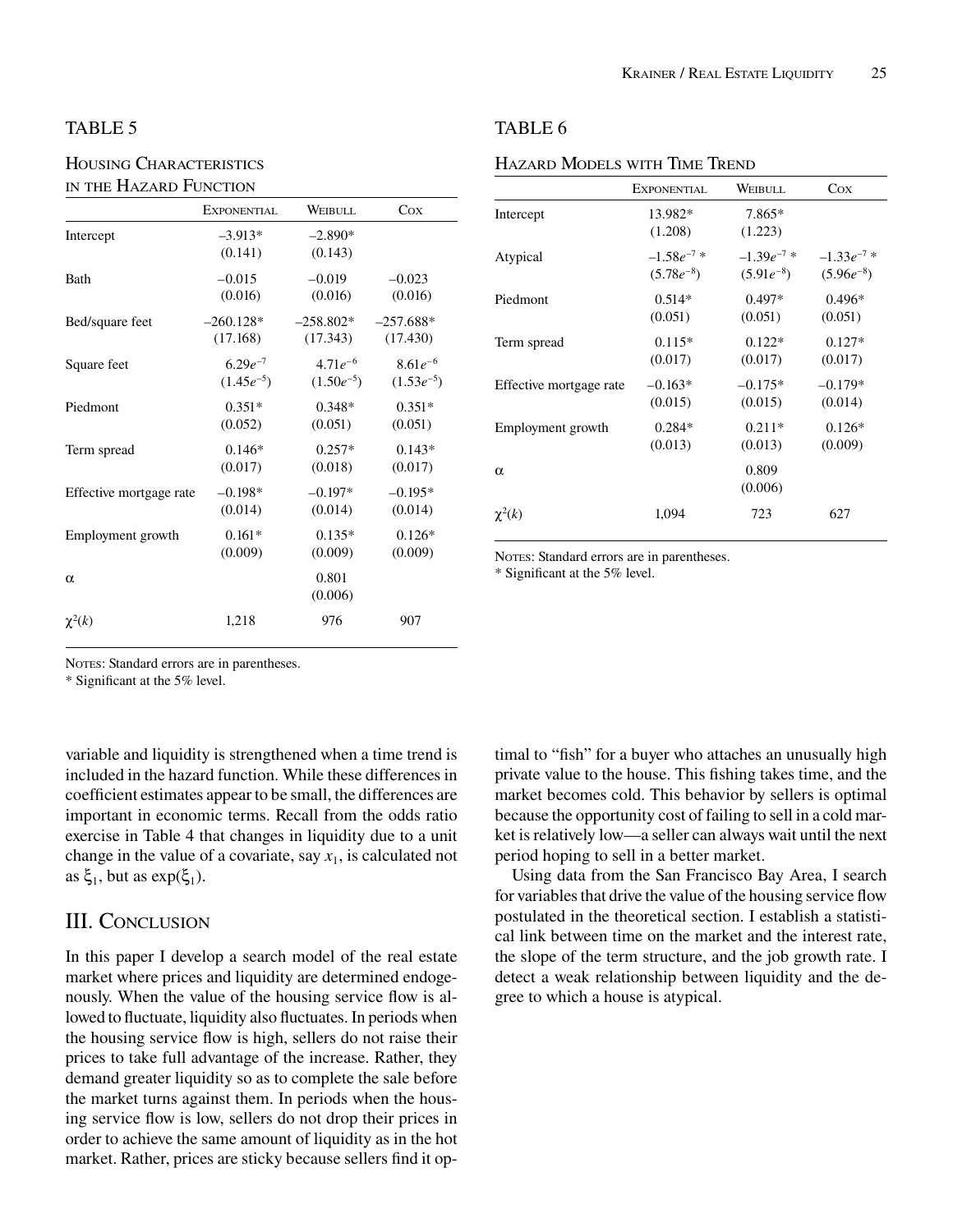## TABLE 5

### Housing Characteristics in the Hazard Function

| | Exponential | Weibull | Cox |
|---|---|---|---|
| Intercept | –3.913* (0.141) | –2.890* (0.143) | |
| Bath | –0.015 (0.016) | –0.019 (0.016) | –0.023 (0.016) |
| Bed/square feet | –260.128* (17.168) | –258.802* (17.343) | –257.688* (17.430) |
| Square feet | $6.29e^{-7}$ ($1.45e^{-5}$) | $4.71e^{-6}$ ($1.50e^{-5}$) | $8.61e^{-6}$ ($1.53e^{-5}$) |
| Piedmont | 0.351* (0.052) | 0.348* (0.051) | 0.351* (0.051) |
| Term spread | 0.146* (0.017) | 0.257* (0.018) | 0.143* (0.017) |
| Effective mortgage rate | –0.198* (0.014) | –0.197* (0.014) | –0.195* (0.014) |
| Employment growth | 0.161* (0.009) | 0.135* (0.009) | 0.126* (0.009) |
| $\alpha$ | | 0.801 (0.006) | |
| $\chi^2(k)$ | 1,218 | 976 | 907 |

Notes: Standard errors are in parentheses.
* Significant at the 5% level.

## TABLE 6

### Hazard Models with Time Trend

| | Exponential | Weibull | Cox |
|---|---|---|---|
| Intercept | 13.982* (1.208) | 7.865* (1.223) | |
| Atypical | $-1.58e^{-7}$ * ($5.78e^{-8}$) | $-1.39e^{-7}$ * ($5.91e^{-8}$) | $-1.33e^{-7}$ * ($5.96e^{-8}$) |
| Piedmont | 0.514* (0.051) | 0.497* (0.051) | 0.496* (0.051) |
| Term spread | 0.115* (0.017) | 0.122* (0.017) | 0.127* (0.017) |
| Effective mortgage rate | –0.163* (0.015) | –0.175* (0.015) | –0.179* (0.014) |
| Employment growth | 0.284* (0.013) | 0.211* (0.013) | 0.126* (0.009) |
| $\alpha$ | | 0.809 (0.006) | |
| $\chi^2(k)$ | 1,094 | 723 | 627 |

Notes: Standard errors are in parentheses.
* Significant at the 5% level.

variable and liquidity is strengthened when a time trend is included in the hazard function. While these differences in coefficient estimates appear to be small, the differences are important in economic terms. Recall from the odds ratio exercise in Table 4 that changes in liquidity due to a unit change in the value of a covariate, say $x_1$, is calculated not as $\xi_1$, but as $\exp(\xi_1)$.

## III. Conclusion

In this paper I develop a search model of the real estate market where prices and liquidity are determined endogenously. When the value of the housing service flow is allowed to fluctuate, liquidity also fluctuates. In periods when the housing service flow is high, sellers do not raise their prices to take full advantage of the increase. Rather, they demand greater liquidity so as to complete the sale before the market turns against them. In periods when the housing service flow is low, sellers do not drop their prices in order to achieve the same amount of liquidity as in the hot market. Rather, prices are sticky because sellers find it optimal to "fish" for a buyer who attaches an unusually high private value to the house. This fishing takes time, and the market becomes cold. This behavior by sellers is optimal because the opportunity cost of failing to sell in a cold market is relatively low—a seller can always wait until the next period hoping to sell in a better market.

Using data from the San Francisco Bay Area, I search for variables that drive the value of the housing service flow postulated in the theoretical section. I establish a statistical link between time on the market and the interest rate, the slope of the term structure, and the job growth rate. I detect a weak relationship between liquidity and the degree to which a house is atypical.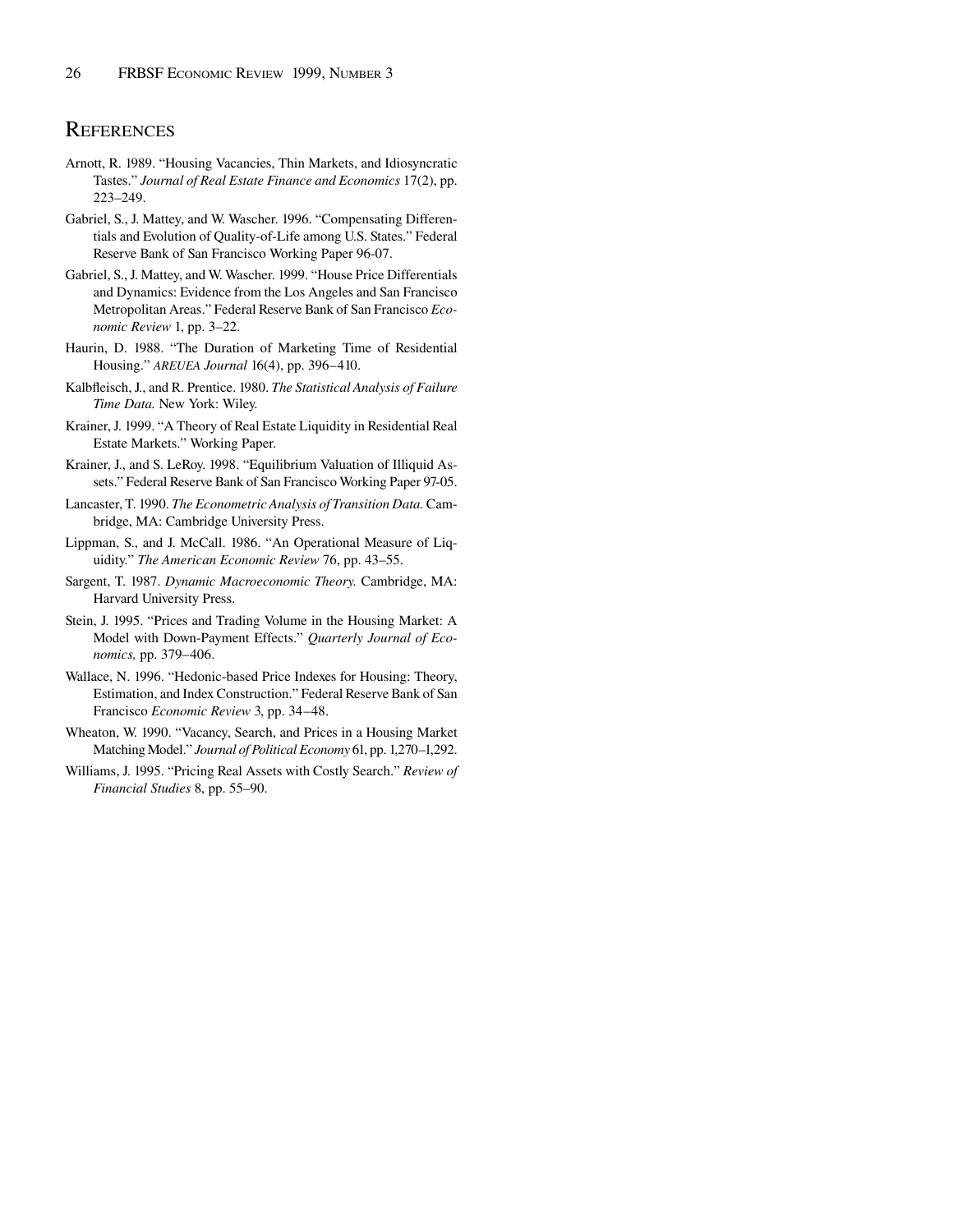## References

Arnott, R. 1989. "Housing Vacancies, Thin Markets, and Idiosyncratic Tastes." *Journal of Real Estate Finance and Economics* 17(2), pp. 223–249.

Gabriel, S., J. Mattey, and W. Wascher. 1996. "Compensating Differentials and Evolution of Quality-of-Life among U.S. States." Federal Reserve Bank of San Francisco Working Paper 96-07.

Gabriel, S., J. Mattey, and W. Wascher. 1999. "House Price Differentials and Dynamics: Evidence from the Los Angeles and San Francisco Metropolitan Areas." Federal Reserve Bank of San Francisco *Economic Review* 1, pp. 3–22.

Haurin, D. 1988. "The Duration of Marketing Time of Residential Housing." *AREUEA Journal* 16(4), pp. 396–410.

Kalbfleisch, J., and R. Prentice. 1980. *The Statistical Analysis of Failure Time Data.* New York: Wiley.

Krainer, J. 1999. "A Theory of Real Estate Liquidity in Residential Real Estate Markets." Working Paper.

Krainer, J., and S. LeRoy. 1998. "Equilibrium Valuation of Illiquid Assets." Federal Reserve Bank of San Francisco Working Paper 97-05.

Lancaster, T. 1990. *The Econometric Analysis of Transition Data.* Cambridge, MA: Cambridge University Press.

Lippman, S., and J. McCall. 1986. "An Operational Measure of Liquidity." *The American Economic Review* 76, pp. 43–55.

Sargent, T. 1987. *Dynamic Macroeconomic Theory.* Cambridge, MA: Harvard University Press.

Stein, J. 1995. "Prices and Trading Volume in the Housing Market: A Model with Down-Payment Effects." *Quarterly Journal of Economics,* pp. 379–406.

Wallace, N. 1996. "Hedonic-based Price Indexes for Housing: Theory, Estimation, and Index Construction." Federal Reserve Bank of San Francisco *Economic Review* 3, pp. 34–48.

Wheaton, W. 1990. "Vacancy, Search, and Prices in a Housing Market Matching Model." *Journal of Political Economy* 61, pp. 1,270–1,292.

Williams, J. 1995. "Pricing Real Assets with Costly Search." *Review of Financial Studies* 8, pp. 55–90.